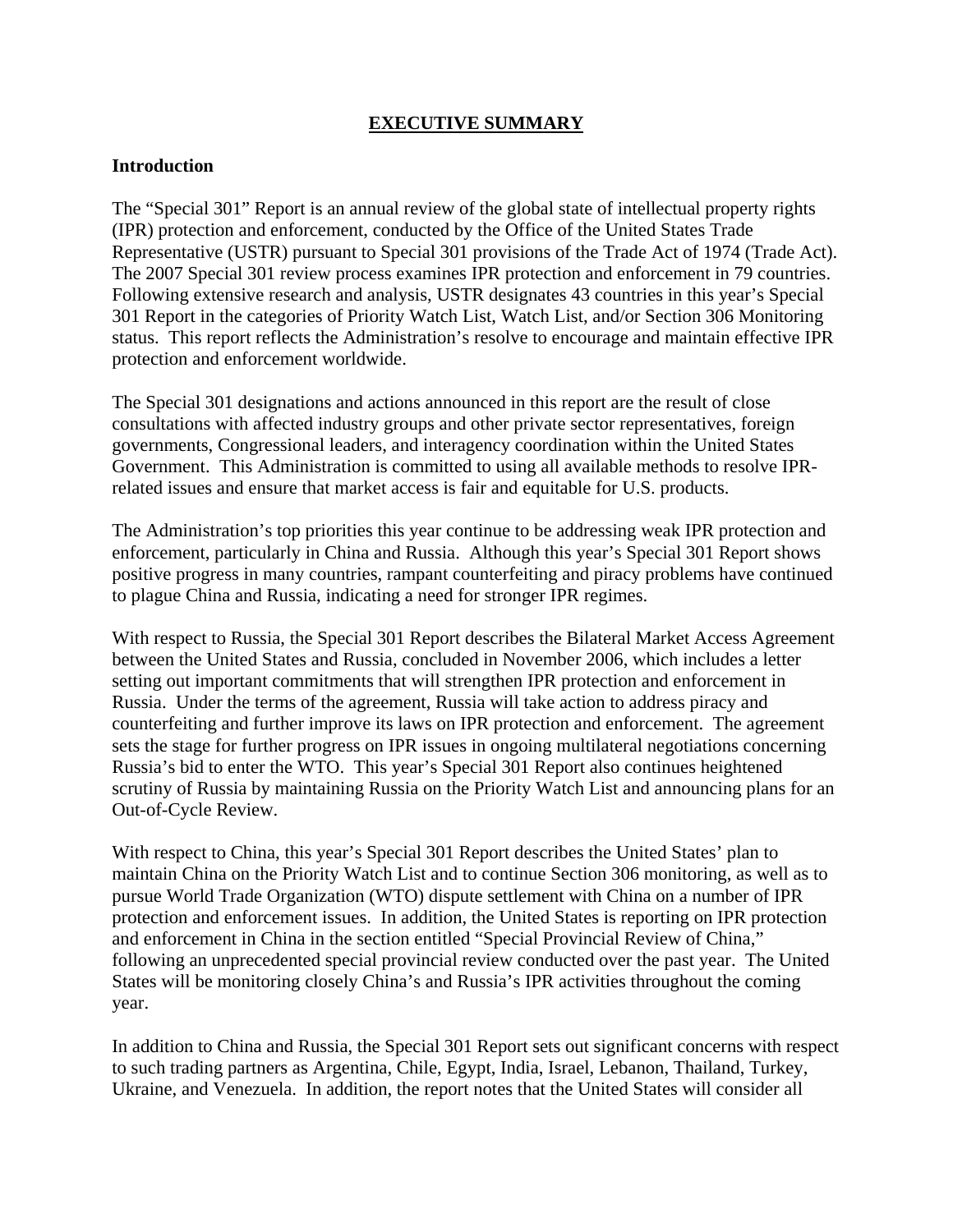# EXECUTIVE SUMMARY

## Introduction

The "Special 301" Report is an annual review of the global state of intellectual property rights (IPR) protection and enforcement, conducted by the Office of the United States Trade Representative (USTR) pursuant to Special 301 provisions of the Trade Act of 1974 (Trade Act). The 2007 Special 301 review process examines IPR protection and enforcement in 79 countries. Following extensive research and analysis, USTR designates 43 countries in this year's Special 301 Report in the categories of Priority Watch List, Watch List, and/or Section 306 Monitoring status. This report reflects the Administration's resolve to encourage and maintain effective IPR protection and enforcement worldwide.

The Special 301 designations and actions announced in this report are the result of close consultations with affected industry groups and other private sector representatives, foreign governments, Congressional leaders, and interagency coordination within the United States Government. This Administration is committed to using all available methods to resolve IPR-related issues and ensure that market access is fair and equitable for U.S. products.

The Administration's top priorities this year continue to be addressing weak IPR protection and enforcement, particularly in China and Russia. Although this year's Special 301 Report shows positive progress in many countries, rampant counterfeiting and piracy problems have continued to plague China and Russia, indicating a need for stronger IPR regimes.

With respect to Russia, the Special 301 Report describes the Bilateral Market Access Agreement between the United States and Russia, concluded in November 2006, which includes a letter setting out important commitments that will strengthen IPR protection and enforcement in Russia. Under the terms of the agreement, Russia will take action to address piracy and counterfeiting and further improve its laws on IPR protection and enforcement. The agreement sets the stage for further progress on IPR issues in ongoing multilateral negotiations concerning Russia's bid to enter the WTO. This year's Special 301 Report also continues heightened scrutiny of Russia by maintaining Russia on the Priority Watch List and announcing plans for an Out-of-Cycle Review.

With respect to China, this year's Special 301 Report describes the United States' plan to maintain China on the Priority Watch List and to continue Section 306 monitoring, as well as to pursue World Trade Organization (WTO) dispute settlement with China on a number of IPR protection and enforcement issues. In addition, the United States is reporting on IPR protection and enforcement in China in the section entitled "Special Provincial Review of China," following an unprecedented special provincial review conducted over the past year. The United States will be monitoring closely China's and Russia's IPR activities throughout the coming year.

In addition to China and Russia, the Special 301 Report sets out significant concerns with respect to such trading partners as Argentina, Chile, Egypt, India, Israel, Lebanon, Thailand, Turkey, Ukraine, and Venezuela. In addition, the report notes that the United States will consider all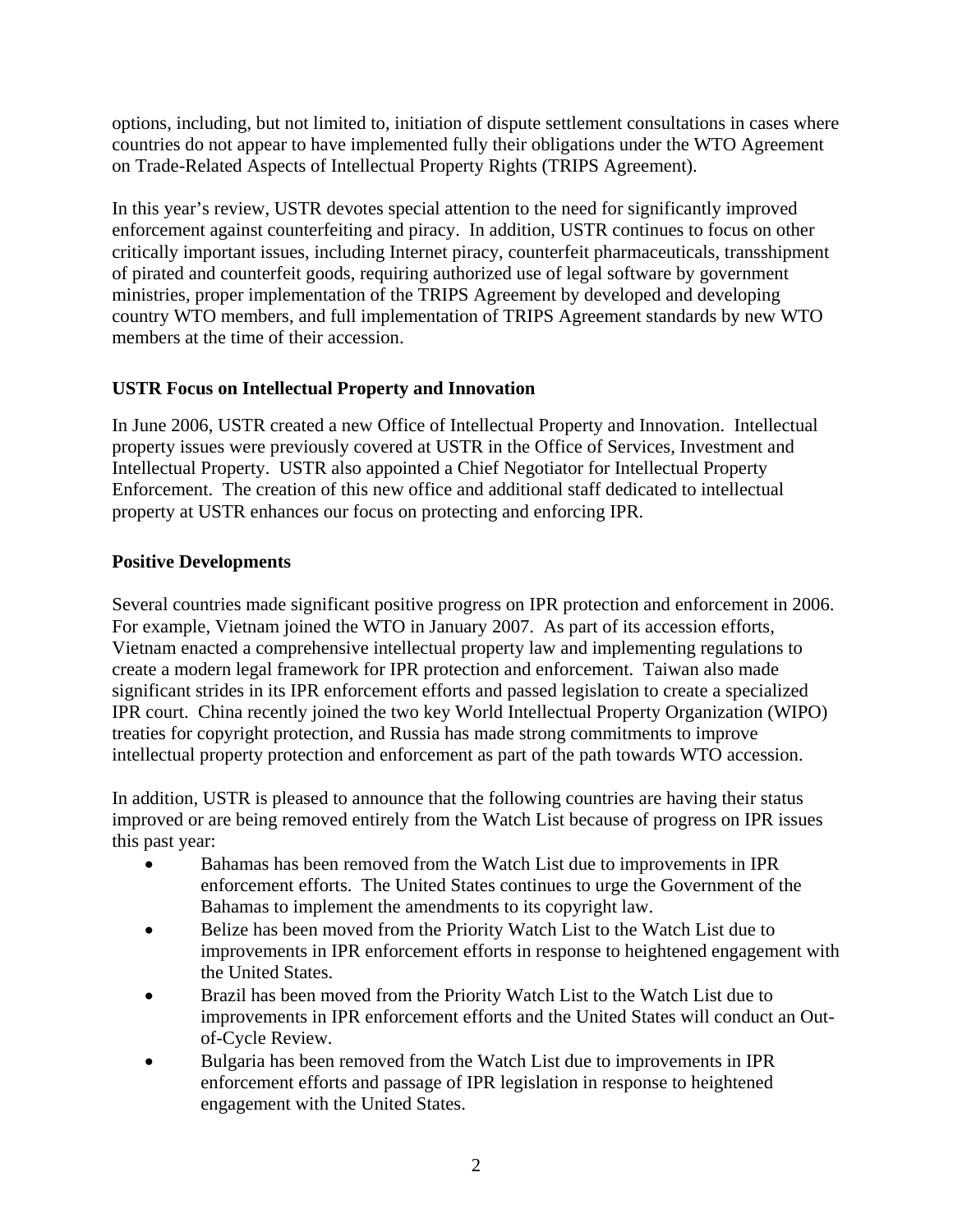options, including, but not limited to, initiation of dispute settlement consultations in cases where countries do not appear to have implemented fully their obligations under the WTO Agreement on Trade-Related Aspects of Intellectual Property Rights (TRIPS Agreement).

In this year's review, USTR devotes special attention to the need for significantly improved enforcement against counterfeiting and piracy. In addition, USTR continues to focus on other critically important issues, including Internet piracy, counterfeit pharmaceuticals, transshipment of pirated and counterfeit goods, requiring authorized use of legal software by government ministries, proper implementation of the TRIPS Agreement by developed and developing country WTO members, and full implementation of TRIPS Agreement standards by new WTO members at the time of their accession.

**USTR Focus on Intellectual Property and Innovation**

In June 2006, USTR created a new Office of Intellectual Property and Innovation. Intellectual property issues were previously covered at USTR in the Office of Services, Investment and Intellectual Property. USTR also appointed a Chief Negotiator for Intellectual Property Enforcement. The creation of this new office and additional staff dedicated to intellectual property at USTR enhances our focus on protecting and enforcing IPR.

**Positive Developments**

Several countries made significant positive progress on IPR protection and enforcement in 2006. For example, Vietnam joined the WTO in January 2007. As part of its accession efforts, Vietnam enacted a comprehensive intellectual property law and implementing regulations to create a modern legal framework for IPR protection and enforcement. Taiwan also made significant strides in its IPR enforcement efforts and passed legislation to create a specialized IPR court. China recently joined the two key World Intellectual Property Organization (WIPO) treaties for copyright protection, and Russia has made strong commitments to improve intellectual property protection and enforcement as part of the path towards WTO accession.

In addition, USTR is pleased to announce that the following countries are having their status improved or are being removed entirely from the Watch List because of progress on IPR issues this past year:

- Bahamas has been removed from the Watch List due to improvements in IPR enforcement efforts. The United States continues to urge the Government of the Bahamas to implement the amendments to its copyright law.
- Belize has been moved from the Priority Watch List to the Watch List due to improvements in IPR enforcement efforts in response to heightened engagement with the United States.
- Brazil has been moved from the Priority Watch List to the Watch List due to improvements in IPR enforcement efforts and the United States will conduct an Out-of-Cycle Review.
- Bulgaria has been removed from the Watch List due to improvements in IPR enforcement efforts and passage of IPR legislation in response to heightened engagement with the United States.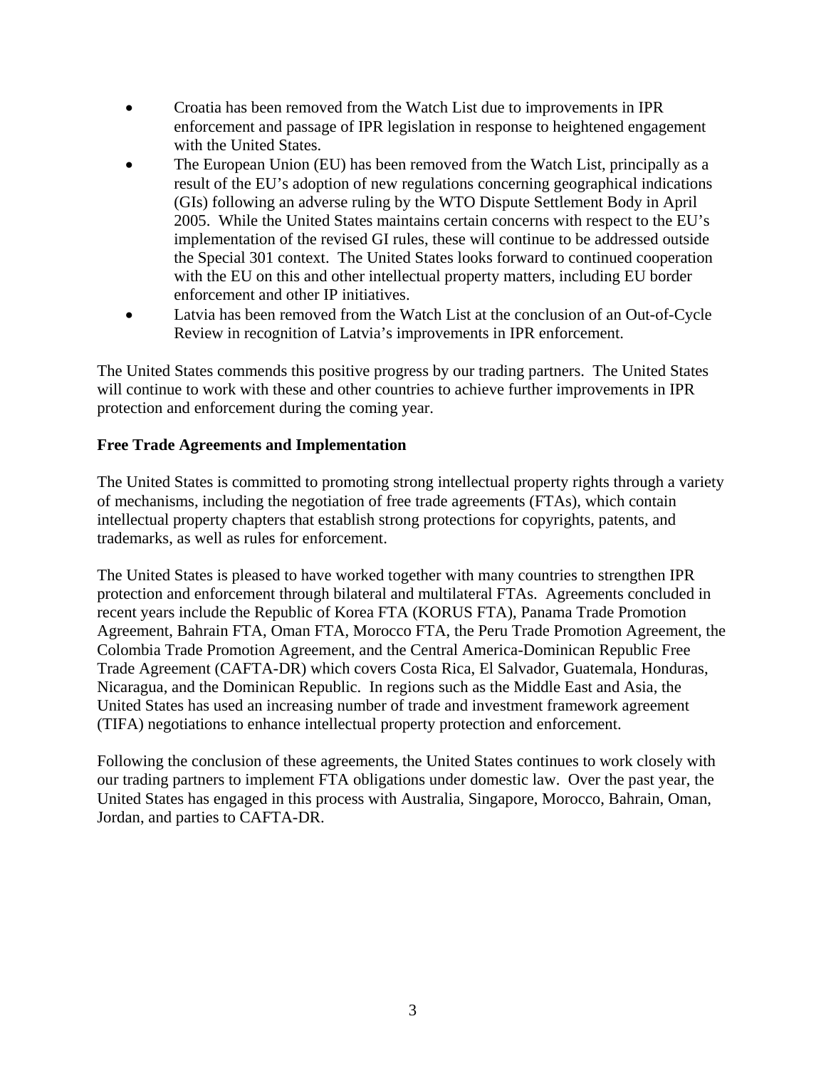- Croatia has been removed from the Watch List due to improvements in IPR enforcement and passage of IPR legislation in response to heightened engagement with the United States.
- The European Union (EU) has been removed from the Watch List, principally as a result of the EU's adoption of new regulations concerning geographical indications (GIs) following an adverse ruling by the WTO Dispute Settlement Body in April 2005. While the United States maintains certain concerns with respect to the EU's implementation of the revised GI rules, these will continue to be addressed outside the Special 301 context. The United States looks forward to continued cooperation with the EU on this and other intellectual property matters, including EU border enforcement and other IP initiatives.
- Latvia has been removed from the Watch List at the conclusion of an Out-of-Cycle Review in recognition of Latvia's improvements in IPR enforcement.

The United States commends this positive progress by our trading partners. The United States will continue to work with these and other countries to achieve further improvements in IPR protection and enforcement during the coming year.

**Free Trade Agreements and Implementation**

The United States is committed to promoting strong intellectual property rights through a variety of mechanisms, including the negotiation of free trade agreements (FTAs), which contain intellectual property chapters that establish strong protections for copyrights, patents, and trademarks, as well as rules for enforcement.

The United States is pleased to have worked together with many countries to strengthen IPR protection and enforcement through bilateral and multilateral FTAs. Agreements concluded in recent years include the Republic of Korea FTA (KORUS FTA), Panama Trade Promotion Agreement, Bahrain FTA, Oman FTA, Morocco FTA, the Peru Trade Promotion Agreement, the Colombia Trade Promotion Agreement, and the Central America-Dominican Republic Free Trade Agreement (CAFTA-DR) which covers Costa Rica, El Salvador, Guatemala, Honduras, Nicaragua, and the Dominican Republic. In regions such as the Middle East and Asia, the United States has used an increasing number of trade and investment framework agreement (TIFA) negotiations to enhance intellectual property protection and enforcement.

Following the conclusion of these agreements, the United States continues to work closely with our trading partners to implement FTA obligations under domestic law. Over the past year, the United States has engaged in this process with Australia, Singapore, Morocco, Bahrain, Oman, Jordan, and parties to CAFTA-DR.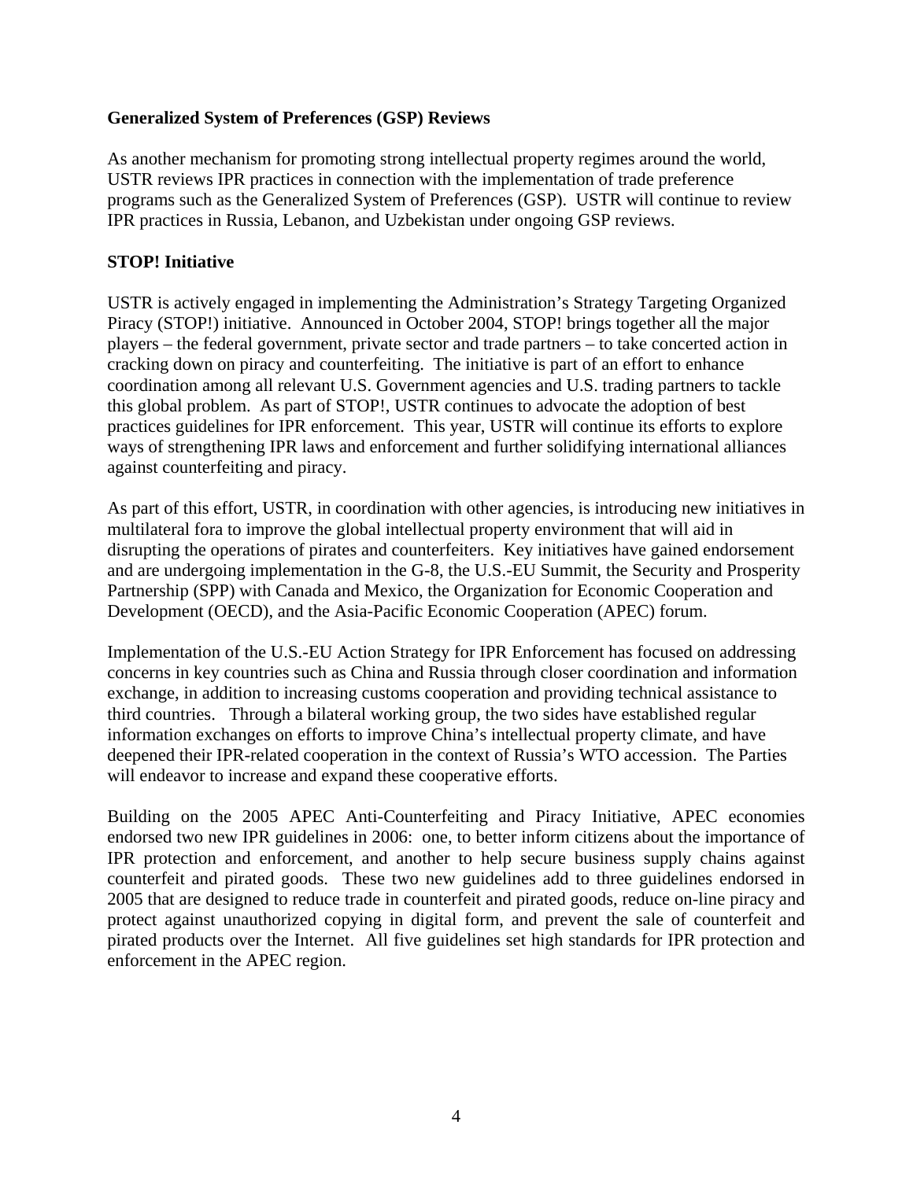**Generalized System of Preferences (GSP) Reviews**

As another mechanism for promoting strong intellectual property regimes around the world, USTR reviews IPR practices in connection with the implementation of trade preference programs such as the Generalized System of Preferences (GSP). USTR will continue to review IPR practices in Russia, Lebanon, and Uzbekistan under ongoing GSP reviews.

**STOP! Initiative**

USTR is actively engaged in implementing the Administration's Strategy Targeting Organized Piracy (STOP!) initiative. Announced in October 2004, STOP! brings together all the major players – the federal government, private sector and trade partners – to take concerted action in cracking down on piracy and counterfeiting. The initiative is part of an effort to enhance coordination among all relevant U.S. Government agencies and U.S. trading partners to tackle this global problem. As part of STOP!, USTR continues to advocate the adoption of best practices guidelines for IPR enforcement. This year, USTR will continue its efforts to explore ways of strengthening IPR laws and enforcement and further solidifying international alliances against counterfeiting and piracy.

As part of this effort, USTR, in coordination with other agencies, is introducing new initiatives in multilateral fora to improve the global intellectual property environment that will aid in disrupting the operations of pirates and counterfeiters. Key initiatives have gained endorsement and are undergoing implementation in the G-8, the U.S.-EU Summit, the Security and Prosperity Partnership (SPP) with Canada and Mexico, the Organization for Economic Cooperation and Development (OECD), and the Asia-Pacific Economic Cooperation (APEC) forum.

Implementation of the U.S.-EU Action Strategy for IPR Enforcement has focused on addressing concerns in key countries such as China and Russia through closer coordination and information exchange, in addition to increasing customs cooperation and providing technical assistance to third countries. Through a bilateral working group, the two sides have established regular information exchanges on efforts to improve China's intellectual property climate, and have deepened their IPR-related cooperation in the context of Russia's WTO accession. The Parties will endeavor to increase and expand these cooperative efforts.

Building on the 2005 APEC Anti-Counterfeiting and Piracy Initiative, APEC economies endorsed two new IPR guidelines in 2006: one, to better inform citizens about the importance of IPR protection and enforcement, and another to help secure business supply chains against counterfeit and pirated goods. These two new guidelines add to three guidelines endorsed in 2005 that are designed to reduce trade in counterfeit and pirated goods, reduce on-line piracy and protect against unauthorized copying in digital form, and prevent the sale of counterfeit and pirated products over the Internet. All five guidelines set high standards for IPR protection and enforcement in the APEC region.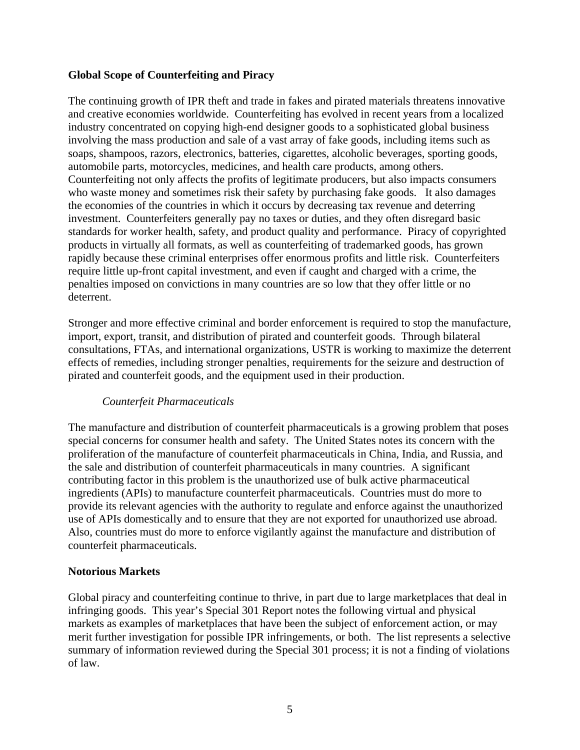## Global Scope of Counterfeiting and Piracy

The continuing growth of IPR theft and trade in fakes and pirated materials threatens innovative and creative economies worldwide. Counterfeiting has evolved in recent years from a localized industry concentrated on copying high-end designer goods to a sophisticated global business involving the mass production and sale of a vast array of fake goods, including items such as soaps, shampoos, razors, electronics, batteries, cigarettes, alcoholic beverages, sporting goods, automobile parts, motorcycles, medicines, and health care products, among others. Counterfeiting not only affects the profits of legitimate producers, but also impacts consumers who waste money and sometimes risk their safety by purchasing fake goods. It also damages the economies of the countries in which it occurs by decreasing tax revenue and deterring investment. Counterfeiters generally pay no taxes or duties, and they often disregard basic standards for worker health, safety, and product quality and performance. Piracy of copyrighted products in virtually all formats, as well as counterfeiting of trademarked goods, has grown rapidly because these criminal enterprises offer enormous profits and little risk. Counterfeiters require little up-front capital investment, and even if caught and charged with a crime, the penalties imposed on convictions in many countries are so low that they offer little or no deterrent.

Stronger and more effective criminal and border enforcement is required to stop the manufacture, import, export, transit, and distribution of pirated and counterfeit goods. Through bilateral consultations, FTAs, and international organizations, USTR is working to maximize the deterrent effects of remedies, including stronger penalties, requirements for the seizure and destruction of pirated and counterfeit goods, and the equipment used in their production.

### *Counterfeit Pharmaceuticals*

The manufacture and distribution of counterfeit pharmaceuticals is a growing problem that poses special concerns for consumer health and safety. The United States notes its concern with the proliferation of the manufacture of counterfeit pharmaceuticals in China, India, and Russia, and the sale and distribution of counterfeit pharmaceuticals in many countries. A significant contributing factor in this problem is the unauthorized use of bulk active pharmaceutical ingredients (APIs) to manufacture counterfeit pharmaceuticals. Countries must do more to provide its relevant agencies with the authority to regulate and enforce against the unauthorized use of APIs domestically and to ensure that they are not exported for unauthorized use abroad. Also, countries must do more to enforce vigilantly against the manufacture and distribution of counterfeit pharmaceuticals.

## Notorious Markets

Global piracy and counterfeiting continue to thrive, in part due to large marketplaces that deal in infringing goods. This year's Special 301 Report notes the following virtual and physical markets as examples of marketplaces that have been the subject of enforcement action, or may merit further investigation for possible IPR infringements, or both. The list represents a selective summary of information reviewed during the Special 301 process; it is not a finding of violations of law.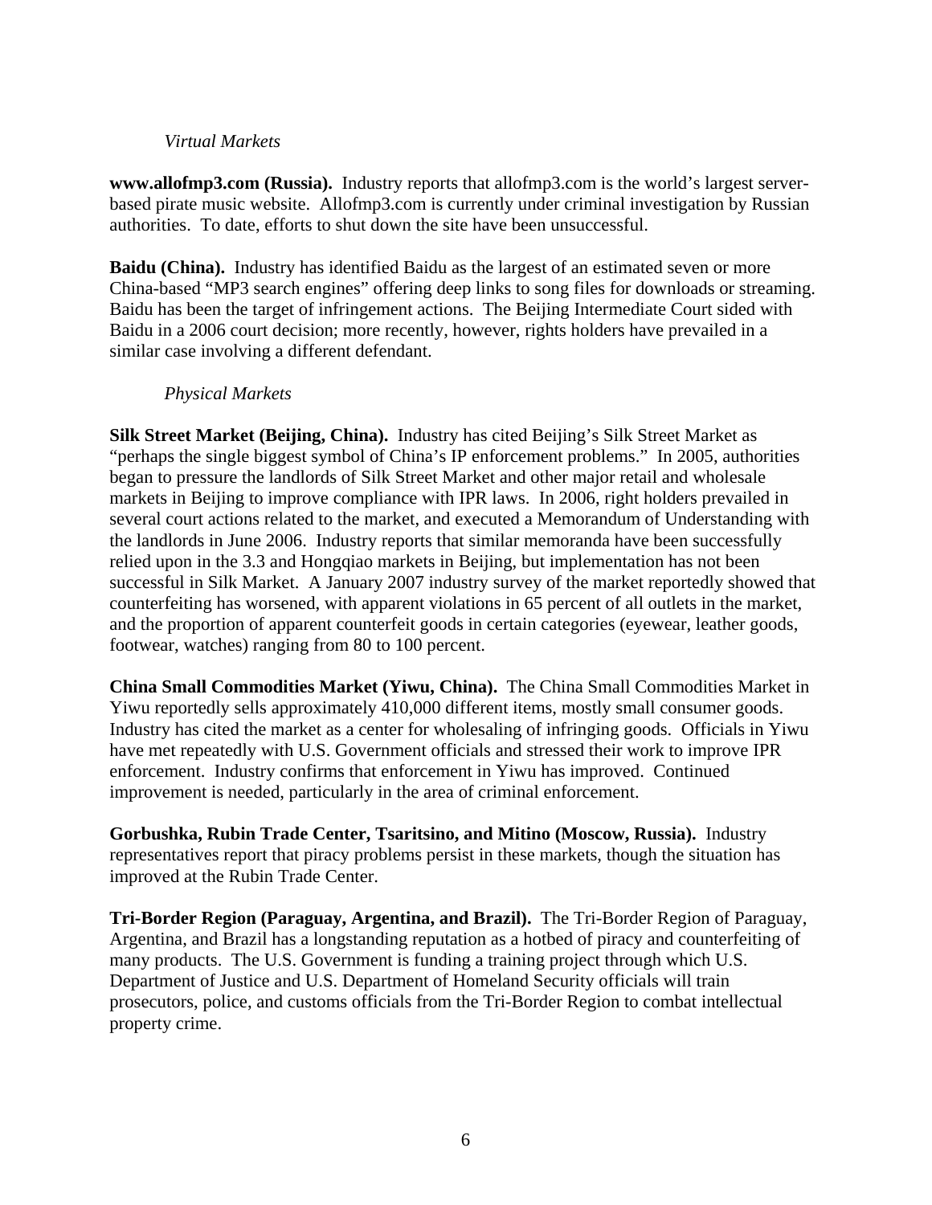*Virtual Markets*

**www.allofmp3.com (Russia).** Industry reports that allofmp3.com is the world's largest server-based pirate music website. Allofmp3.com is currently under criminal investigation by Russian authorities. To date, efforts to shut down the site have been unsuccessful.

**Baidu (China).** Industry has identified Baidu as the largest of an estimated seven or more China-based "MP3 search engines" offering deep links to song files for downloads or streaming. Baidu has been the target of infringement actions. The Beijing Intermediate Court sided with Baidu in a 2006 court decision; more recently, however, rights holders have prevailed in a similar case involving a different defendant.

*Physical Markets*

**Silk Street Market (Beijing, China).** Industry has cited Beijing's Silk Street Market as "perhaps the single biggest symbol of China's IP enforcement problems." In 2005, authorities began to pressure the landlords of Silk Street Market and other major retail and wholesale markets in Beijing to improve compliance with IPR laws. In 2006, right holders prevailed in several court actions related to the market, and executed a Memorandum of Understanding with the landlords in June 2006. Industry reports that similar memoranda have been successfully relied upon in the 3.3 and Hongqiao markets in Beijing, but implementation has not been successful in Silk Market. A January 2007 industry survey of the market reportedly showed that counterfeiting has worsened, with apparent violations in 65 percent of all outlets in the market, and the proportion of apparent counterfeit goods in certain categories (eyewear, leather goods, footwear, watches) ranging from 80 to 100 percent.

**China Small Commodities Market (Yiwu, China).** The China Small Commodities Market in Yiwu reportedly sells approximately 410,000 different items, mostly small consumer goods. Industry has cited the market as a center for wholesaling of infringing goods. Officials in Yiwu have met repeatedly with U.S. Government officials and stressed their work to improve IPR enforcement. Industry confirms that enforcement in Yiwu has improved. Continued improvement is needed, particularly in the area of criminal enforcement.

**Gorbushka, Rubin Trade Center, Tsaritsino, and Mitino (Moscow, Russia).** Industry representatives report that piracy problems persist in these markets, though the situation has improved at the Rubin Trade Center.

**Tri-Border Region (Paraguay, Argentina, and Brazil).** The Tri-Border Region of Paraguay, Argentina, and Brazil has a longstanding reputation as a hotbed of piracy and counterfeiting of many products. The U.S. Government is funding a training project through which U.S. Department of Justice and U.S. Department of Homeland Security officials will train prosecutors, police, and customs officials from the Tri-Border Region to combat intellectual property crime.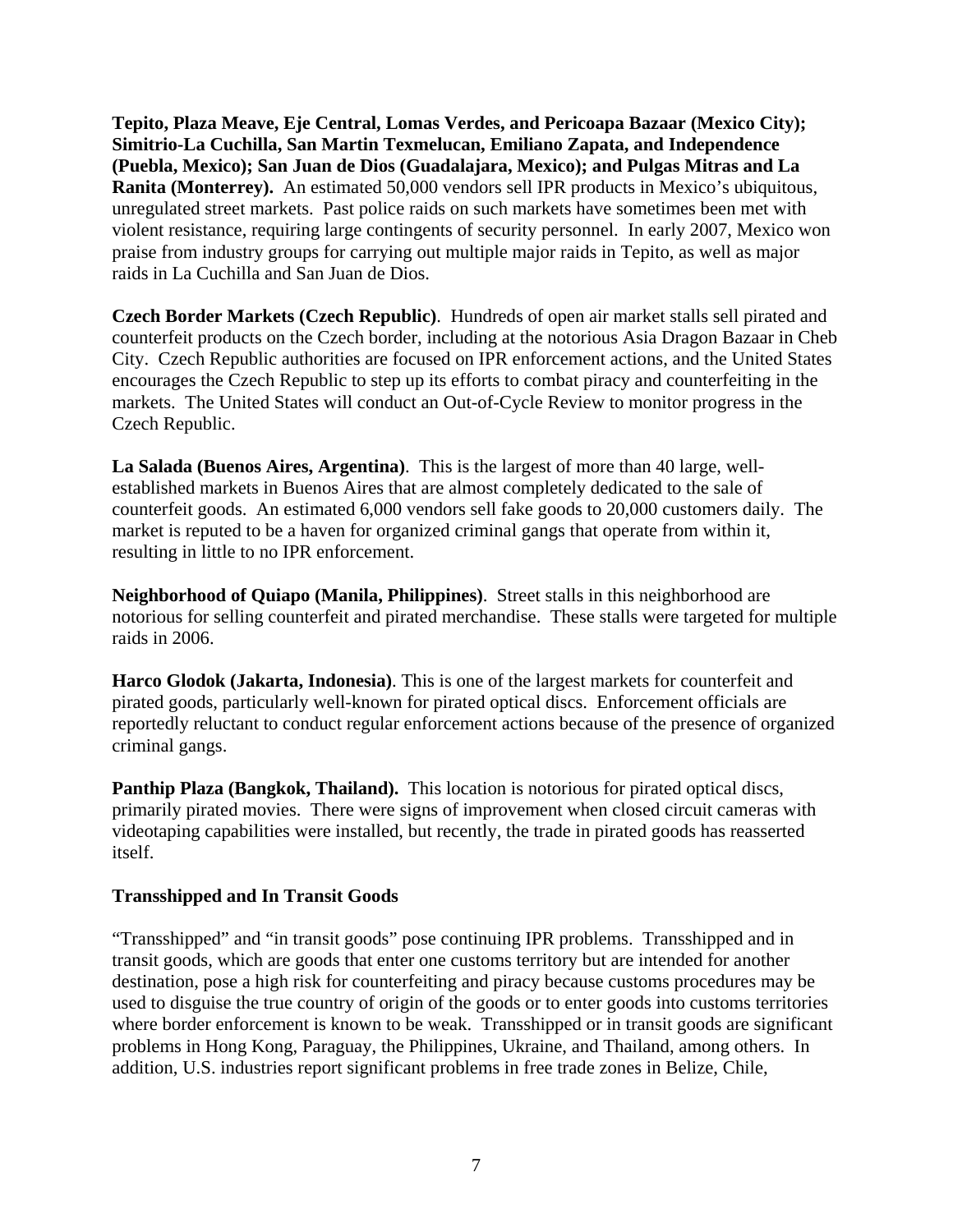**Tepito, Plaza Meave, Eje Central, Lomas Verdes, and Pericoapa Bazaar (Mexico City); Simitrio-La Cuchilla, San Martin Texmelucan, Emiliano Zapata, and Independence (Puebla, Mexico); San Juan de Dios (Guadalajara, Mexico); and Pulgas Mitras and La Ranita (Monterrey).** An estimated 50,000 vendors sell IPR products in Mexico's ubiquitous, unregulated street markets. Past police raids on such markets have sometimes been met with violent resistance, requiring large contingents of security personnel. In early 2007, Mexico won praise from industry groups for carrying out multiple major raids in Tepito, as well as major raids in La Cuchilla and San Juan de Dios.

**Czech Border Markets (Czech Republic)**. Hundreds of open air market stalls sell pirated and counterfeit products on the Czech border, including at the notorious Asia Dragon Bazaar in Cheb City. Czech Republic authorities are focused on IPR enforcement actions, and the United States encourages the Czech Republic to step up its efforts to combat piracy and counterfeiting in the markets. The United States will conduct an Out-of-Cycle Review to monitor progress in the Czech Republic.

**La Salada (Buenos Aires, Argentina)**. This is the largest of more than 40 large, well-established markets in Buenos Aires that are almost completely dedicated to the sale of counterfeit goods. An estimated 6,000 vendors sell fake goods to 20,000 customers daily. The market is reputed to be a haven for organized criminal gangs that operate from within it, resulting in little to no IPR enforcement.

**Neighborhood of Quiapo (Manila, Philippines)**. Street stalls in this neighborhood are notorious for selling counterfeit and pirated merchandise. These stalls were targeted for multiple raids in 2006.

**Harco Glodok (Jakarta, Indonesia)**. This is one of the largest markets for counterfeit and pirated goods, particularly well-known for pirated optical discs. Enforcement officials are reportedly reluctant to conduct regular enforcement actions because of the presence of organized criminal gangs.

**Panthip Plaza (Bangkok, Thailand).** This location is notorious for pirated optical discs, primarily pirated movies. There were signs of improvement when closed circuit cameras with videotaping capabilities were installed, but recently, the trade in pirated goods has reasserted itself.

### Transshipped and In Transit Goods

"Transshipped" and "in transit goods" pose continuing IPR problems. Transshipped and in transit goods, which are goods that enter one customs territory but are intended for another destination, pose a high risk for counterfeiting and piracy because customs procedures may be used to disguise the true country of origin of the goods or to enter goods into customs territories where border enforcement is known to be weak. Transshipped or in transit goods are significant problems in Hong Kong, Paraguay, the Philippines, Ukraine, and Thailand, among others. In addition, U.S. industries report significant problems in free trade zones in Belize, Chile,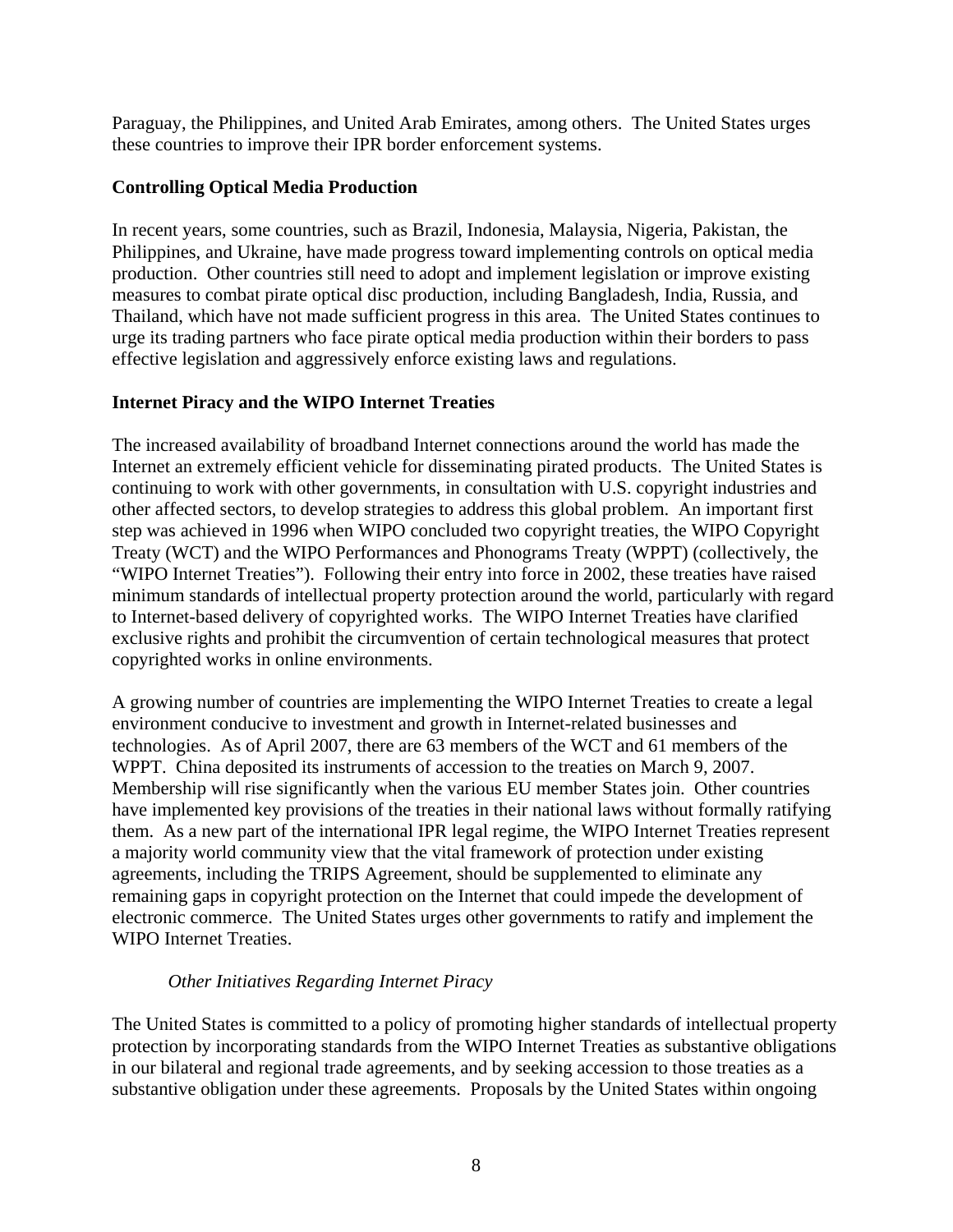Paraguay, the Philippines, and United Arab Emirates, among others. The United States urges these countries to improve their IPR border enforcement systems.

### Controlling Optical Media Production

In recent years, some countries, such as Brazil, Indonesia, Malaysia, Nigeria, Pakistan, the Philippines, and Ukraine, have made progress toward implementing controls on optical media production. Other countries still need to adopt and implement legislation or improve existing measures to combat pirate optical disc production, including Bangladesh, India, Russia, and Thailand, which have not made sufficient progress in this area. The United States continues to urge its trading partners who face pirate optical media production within their borders to pass effective legislation and aggressively enforce existing laws and regulations.

### Internet Piracy and the WIPO Internet Treaties

The increased availability of broadband Internet connections around the world has made the Internet an extremely efficient vehicle for disseminating pirated products. The United States is continuing to work with other governments, in consultation with U.S. copyright industries and other affected sectors, to develop strategies to address this global problem. An important first step was achieved in 1996 when WIPO concluded two copyright treaties, the WIPO Copyright Treaty (WCT) and the WIPO Performances and Phonograms Treaty (WPPT) (collectively, the "WIPO Internet Treaties"). Following their entry into force in 2002, these treaties have raised minimum standards of intellectual property protection around the world, particularly with regard to Internet-based delivery of copyrighted works. The WIPO Internet Treaties have clarified exclusive rights and prohibit the circumvention of certain technological measures that protect copyrighted works in online environments.

A growing number of countries are implementing the WIPO Internet Treaties to create a legal environment conducive to investment and growth in Internet-related businesses and technologies. As of April 2007, there are 63 members of the WCT and 61 members of the WPPT. China deposited its instruments of accession to the treaties on March 9, 2007. Membership will rise significantly when the various EU member States join. Other countries have implemented key provisions of the treaties in their national laws without formally ratifying them. As a new part of the international IPR legal regime, the WIPO Internet Treaties represent a majority world community view that the vital framework of protection under existing agreements, including the TRIPS Agreement, should be supplemented to eliminate any remaining gaps in copyright protection on the Internet that could impede the development of electronic commerce. The United States urges other governments to ratify and implement the WIPO Internet Treaties.

#### *Other Initiatives Regarding Internet Piracy*

The United States is committed to a policy of promoting higher standards of intellectual property protection by incorporating standards from the WIPO Internet Treaties as substantive obligations in our bilateral and regional trade agreements, and by seeking accession to those treaties as a substantive obligation under these agreements. Proposals by the United States within ongoing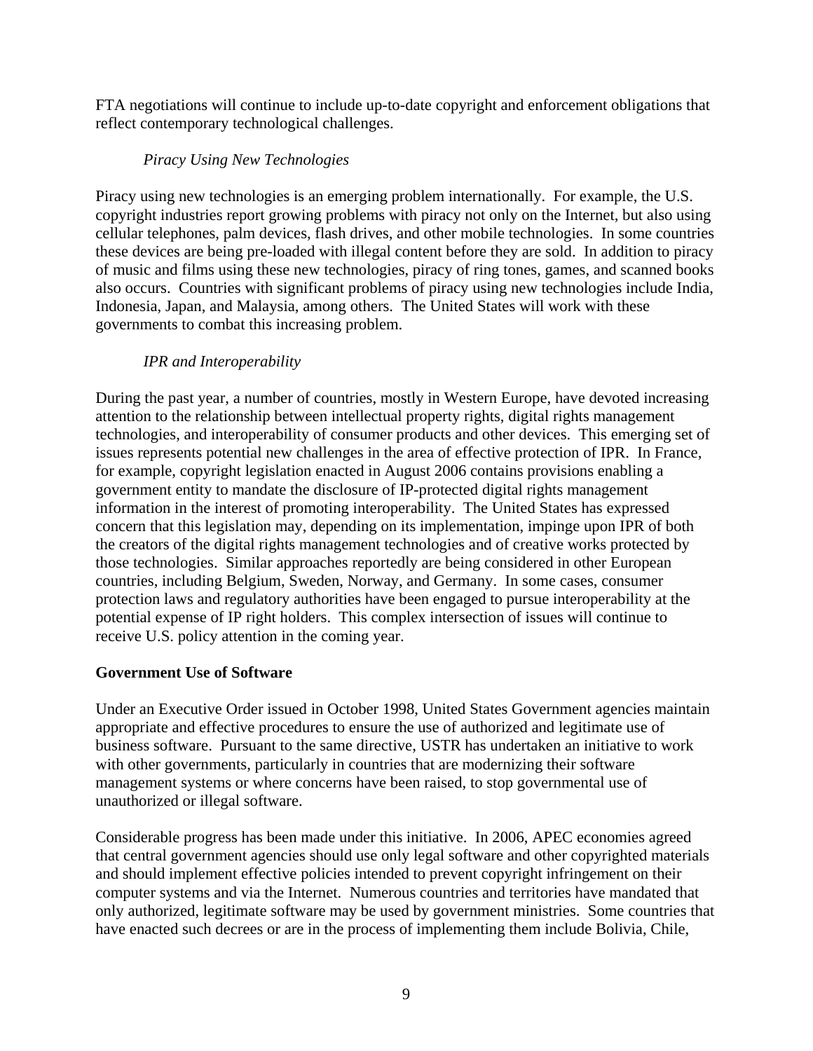FTA negotiations will continue to include up-to-date copyright and enforcement obligations that reflect contemporary technological challenges.

*Piracy Using New Technologies*

Piracy using new technologies is an emerging problem internationally. For example, the U.S. copyright industries report growing problems with piracy not only on the Internet, but also using cellular telephones, palm devices, flash drives, and other mobile technologies. In some countries these devices are being pre-loaded with illegal content before they are sold. In addition to piracy of music and films using these new technologies, piracy of ring tones, games, and scanned books also occurs. Countries with significant problems of piracy using new technologies include India, Indonesia, Japan, and Malaysia, among others. The United States will work with these governments to combat this increasing problem.

*IPR and Interoperability*

During the past year, a number of countries, mostly in Western Europe, have devoted increasing attention to the relationship between intellectual property rights, digital rights management technologies, and interoperability of consumer products and other devices. This emerging set of issues represents potential new challenges in the area of effective protection of IPR. In France, for example, copyright legislation enacted in August 2006 contains provisions enabling a government entity to mandate the disclosure of IP-protected digital rights management information in the interest of promoting interoperability. The United States has expressed concern that this legislation may, depending on its implementation, impinge upon IPR of both the creators of the digital rights management technologies and of creative works protected by those technologies. Similar approaches reportedly are being considered in other European countries, including Belgium, Sweden, Norway, and Germany. In some cases, consumer protection laws and regulatory authorities have been engaged to pursue interoperability at the potential expense of IP right holders. This complex intersection of issues will continue to receive U.S. policy attention in the coming year.

**Government Use of Software**

Under an Executive Order issued in October 1998, United States Government agencies maintain appropriate and effective procedures to ensure the use of authorized and legitimate use of business software. Pursuant to the same directive, USTR has undertaken an initiative to work with other governments, particularly in countries that are modernizing their software management systems or where concerns have been raised, to stop governmental use of unauthorized or illegal software.

Considerable progress has been made under this initiative. In 2006, APEC economies agreed that central government agencies should use only legal software and other copyrighted materials and should implement effective policies intended to prevent copyright infringement on their computer systems and via the Internet. Numerous countries and territories have mandated that only authorized, legitimate software may be used by government ministries. Some countries that have enacted such decrees or are in the process of implementing them include Bolivia, Chile,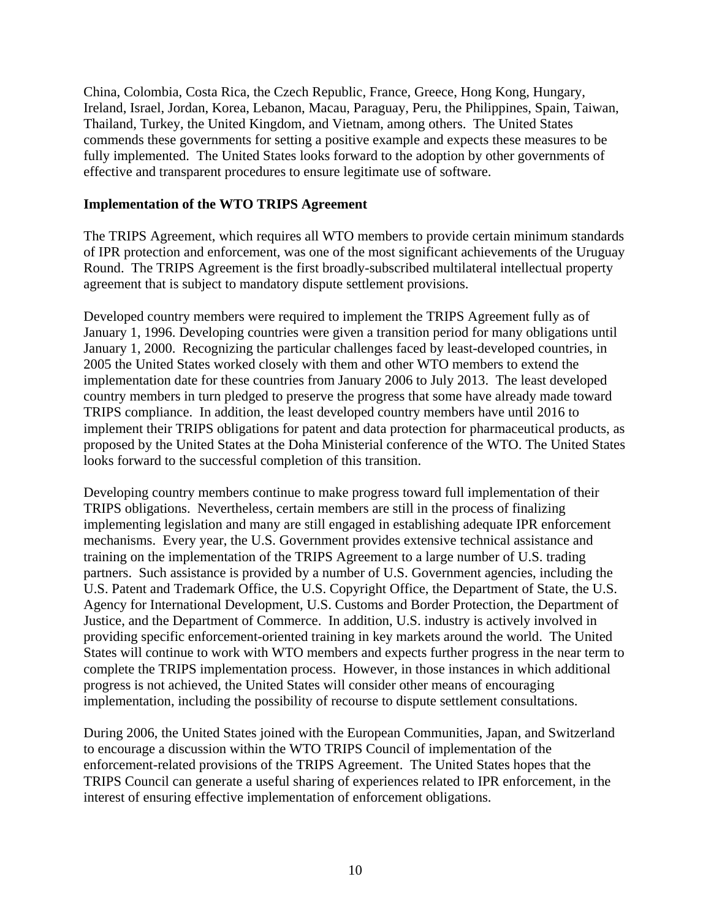China, Colombia, Costa Rica, the Czech Republic, France, Greece, Hong Kong, Hungary, Ireland, Israel, Jordan, Korea, Lebanon, Macau, Paraguay, Peru, the Philippines, Spain, Taiwan, Thailand, Turkey, the United Kingdom, and Vietnam, among others. The United States commends these governments for setting a positive example and expects these measures to be fully implemented. The United States looks forward to the adoption by other governments of effective and transparent procedures to ensure legitimate use of software.

**Implementation of the WTO TRIPS Agreement**

The TRIPS Agreement, which requires all WTO members to provide certain minimum standards of IPR protection and enforcement, was one of the most significant achievements of the Uruguay Round. The TRIPS Agreement is the first broadly-subscribed multilateral intellectual property agreement that is subject to mandatory dispute settlement provisions.

Developed country members were required to implement the TRIPS Agreement fully as of January 1, 1996. Developing countries were given a transition period for many obligations until January 1, 2000. Recognizing the particular challenges faced by least-developed countries, in 2005 the United States worked closely with them and other WTO members to extend the implementation date for these countries from January 2006 to July 2013. The least developed country members in turn pledged to preserve the progress that some have already made toward TRIPS compliance. In addition, the least developed country members have until 2016 to implement their TRIPS obligations for patent and data protection for pharmaceutical products, as proposed by the United States at the Doha Ministerial conference of the WTO. The United States looks forward to the successful completion of this transition.

Developing country members continue to make progress toward full implementation of their TRIPS obligations. Nevertheless, certain members are still in the process of finalizing implementing legislation and many are still engaged in establishing adequate IPR enforcement mechanisms. Every year, the U.S. Government provides extensive technical assistance and training on the implementation of the TRIPS Agreement to a large number of U.S. trading partners. Such assistance is provided by a number of U.S. Government agencies, including the U.S. Patent and Trademark Office, the U.S. Copyright Office, the Department of State, the U.S. Agency for International Development, U.S. Customs and Border Protection, the Department of Justice, and the Department of Commerce. In addition, U.S. industry is actively involved in providing specific enforcement-oriented training in key markets around the world. The United States will continue to work with WTO members and expects further progress in the near term to complete the TRIPS implementation process. However, in those instances in which additional progress is not achieved, the United States will consider other means of encouraging implementation, including the possibility of recourse to dispute settlement consultations.

During 2006, the United States joined with the European Communities, Japan, and Switzerland to encourage a discussion within the WTO TRIPS Council of implementation of the enforcement-related provisions of the TRIPS Agreement. The United States hopes that the TRIPS Council can generate a useful sharing of experiences related to IPR enforcement, in the interest of ensuring effective implementation of enforcement obligations.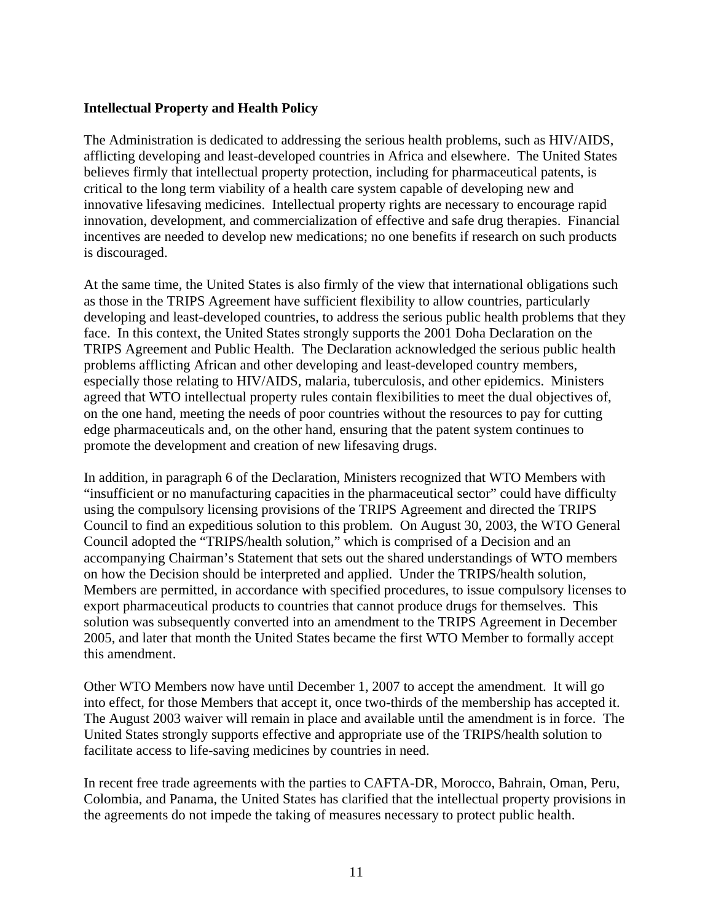**Intellectual Property and Health Policy**

The Administration is dedicated to addressing the serious health problems, such as HIV/AIDS, afflicting developing and least-developed countries in Africa and elsewhere. The United States believes firmly that intellectual property protection, including for pharmaceutical patents, is critical to the long term viability of a health care system capable of developing new and innovative lifesaving medicines. Intellectual property rights are necessary to encourage rapid innovation, development, and commercialization of effective and safe drug therapies. Financial incentives are needed to develop new medications; no one benefits if research on such products is discouraged.

At the same time, the United States is also firmly of the view that international obligations such as those in the TRIPS Agreement have sufficient flexibility to allow countries, particularly developing and least-developed countries, to address the serious public health problems that they face. In this context, the United States strongly supports the 2001 Doha Declaration on the TRIPS Agreement and Public Health. The Declaration acknowledged the serious public health problems afflicting African and other developing and least-developed country members, especially those relating to HIV/AIDS, malaria, tuberculosis, and other epidemics. Ministers agreed that WTO intellectual property rules contain flexibilities to meet the dual objectives of, on the one hand, meeting the needs of poor countries without the resources to pay for cutting edge pharmaceuticals and, on the other hand, ensuring that the patent system continues to promote the development and creation of new lifesaving drugs.

In addition, in paragraph 6 of the Declaration, Ministers recognized that WTO Members with "insufficient or no manufacturing capacities in the pharmaceutical sector" could have difficulty using the compulsory licensing provisions of the TRIPS Agreement and directed the TRIPS Council to find an expeditious solution to this problem. On August 30, 2003, the WTO General Council adopted the "TRIPS/health solution," which is comprised of a Decision and an accompanying Chairman's Statement that sets out the shared understandings of WTO members on how the Decision should be interpreted and applied. Under the TRIPS/health solution, Members are permitted, in accordance with specified procedures, to issue compulsory licenses to export pharmaceutical products to countries that cannot produce drugs for themselves. This solution was subsequently converted into an amendment to the TRIPS Agreement in December 2005, and later that month the United States became the first WTO Member to formally accept this amendment.

Other WTO Members now have until December 1, 2007 to accept the amendment. It will go into effect, for those Members that accept it, once two-thirds of the membership has accepted it. The August 2003 waiver will remain in place and available until the amendment is in force. The United States strongly supports effective and appropriate use of the TRIPS/health solution to facilitate access to life-saving medicines by countries in need.

In recent free trade agreements with the parties to CAFTA-DR, Morocco, Bahrain, Oman, Peru, Colombia, and Panama, the United States has clarified that the intellectual property provisions in the agreements do not impede the taking of measures necessary to protect public health.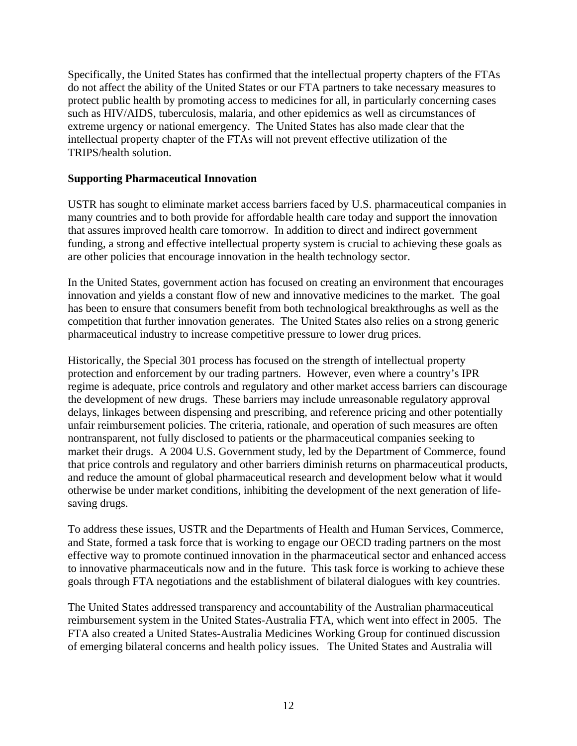Specifically, the United States has confirmed that the intellectual property chapters of the FTAs do not affect the ability of the United States or our FTA partners to take necessary measures to protect public health by promoting access to medicines for all, in particularly concerning cases such as HIV/AIDS, tuberculosis, malaria, and other epidemics as well as circumstances of extreme urgency or national emergency. The United States has also made clear that the intellectual property chapter of the FTAs will not prevent effective utilization of the TRIPS/health solution.

**Supporting Pharmaceutical Innovation**

USTR has sought to eliminate market access barriers faced by U.S. pharmaceutical companies in many countries and to both provide for affordable health care today and support the innovation that assures improved health care tomorrow. In addition to direct and indirect government funding, a strong and effective intellectual property system is crucial to achieving these goals as are other policies that encourage innovation in the health technology sector.

In the United States, government action has focused on creating an environment that encourages innovation and yields a constant flow of new and innovative medicines to the market. The goal has been to ensure that consumers benefit from both technological breakthroughs as well as the competition that further innovation generates. The United States also relies on a strong generic pharmaceutical industry to increase competitive pressure to lower drug prices.

Historically, the Special 301 process has focused on the strength of intellectual property protection and enforcement by our trading partners. However, even where a country's IPR regime is adequate, price controls and regulatory and other market access barriers can discourage the development of new drugs. These barriers may include unreasonable regulatory approval delays, linkages between dispensing and prescribing, and reference pricing and other potentially unfair reimbursement policies. The criteria, rationale, and operation of such measures are often nontransparent, not fully disclosed to patients or the pharmaceutical companies seeking to market their drugs. A 2004 U.S. Government study, led by the Department of Commerce, found that price controls and regulatory and other barriers diminish returns on pharmaceutical products, and reduce the amount of global pharmaceutical research and development below what it would otherwise be under market conditions, inhibiting the development of the next generation of life-saving drugs.

To address these issues, USTR and the Departments of Health and Human Services, Commerce, and State, formed a task force that is working to engage our OECD trading partners on the most effective way to promote continued innovation in the pharmaceutical sector and enhanced access to innovative pharmaceuticals now and in the future. This task force is working to achieve these goals through FTA negotiations and the establishment of bilateral dialogues with key countries.

The United States addressed transparency and accountability of the Australian pharmaceutical reimbursement system in the United States-Australia FTA, which went into effect in 2005. The FTA also created a United States-Australia Medicines Working Group for continued discussion of emerging bilateral concerns and health policy issues. The United States and Australia will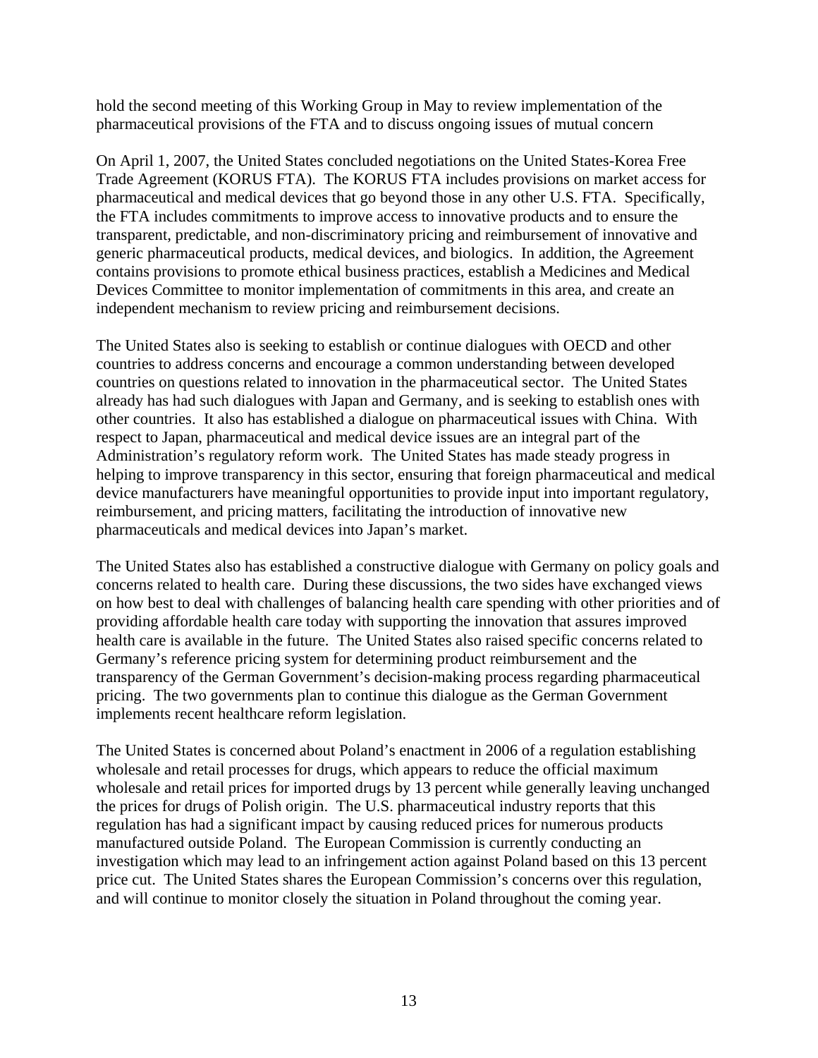hold the second meeting of this Working Group in May to review implementation of the pharmaceutical provisions of the FTA and to discuss ongoing issues of mutual concern

On April 1, 2007, the United States concluded negotiations on the United States-Korea Free Trade Agreement (KORUS FTA). The KORUS FTA includes provisions on market access for pharmaceutical and medical devices that go beyond those in any other U.S. FTA. Specifically, the FTA includes commitments to improve access to innovative products and to ensure the transparent, predictable, and non-discriminatory pricing and reimbursement of innovative and generic pharmaceutical products, medical devices, and biologics. In addition, the Agreement contains provisions to promote ethical business practices, establish a Medicines and Medical Devices Committee to monitor implementation of commitments in this area, and create an independent mechanism to review pricing and reimbursement decisions.

The United States also is seeking to establish or continue dialogues with OECD and other countries to address concerns and encourage a common understanding between developed countries on questions related to innovation in the pharmaceutical sector. The United States already has had such dialogues with Japan and Germany, and is seeking to establish ones with other countries. It also has established a dialogue on pharmaceutical issues with China. With respect to Japan, pharmaceutical and medical device issues are an integral part of the Administration's regulatory reform work. The United States has made steady progress in helping to improve transparency in this sector, ensuring that foreign pharmaceutical and medical device manufacturers have meaningful opportunities to provide input into important regulatory, reimbursement, and pricing matters, facilitating the introduction of innovative new pharmaceuticals and medical devices into Japan's market.

The United States also has established a constructive dialogue with Germany on policy goals and concerns related to health care. During these discussions, the two sides have exchanged views on how best to deal with challenges of balancing health care spending with other priorities and of providing affordable health care today with supporting the innovation that assures improved health care is available in the future. The United States also raised specific concerns related to Germany's reference pricing system for determining product reimbursement and the transparency of the German Government's decision-making process regarding pharmaceutical pricing. The two governments plan to continue this dialogue as the German Government implements recent healthcare reform legislation.

The United States is concerned about Poland's enactment in 2006 of a regulation establishing wholesale and retail processes for drugs, which appears to reduce the official maximum wholesale and retail prices for imported drugs by 13 percent while generally leaving unchanged the prices for drugs of Polish origin. The U.S. pharmaceutical industry reports that this regulation has had a significant impact by causing reduced prices for numerous products manufactured outside Poland. The European Commission is currently conducting an investigation which may lead to an infringement action against Poland based on this 13 percent price cut. The United States shares the European Commission's concerns over this regulation, and will continue to monitor closely the situation in Poland throughout the coming year.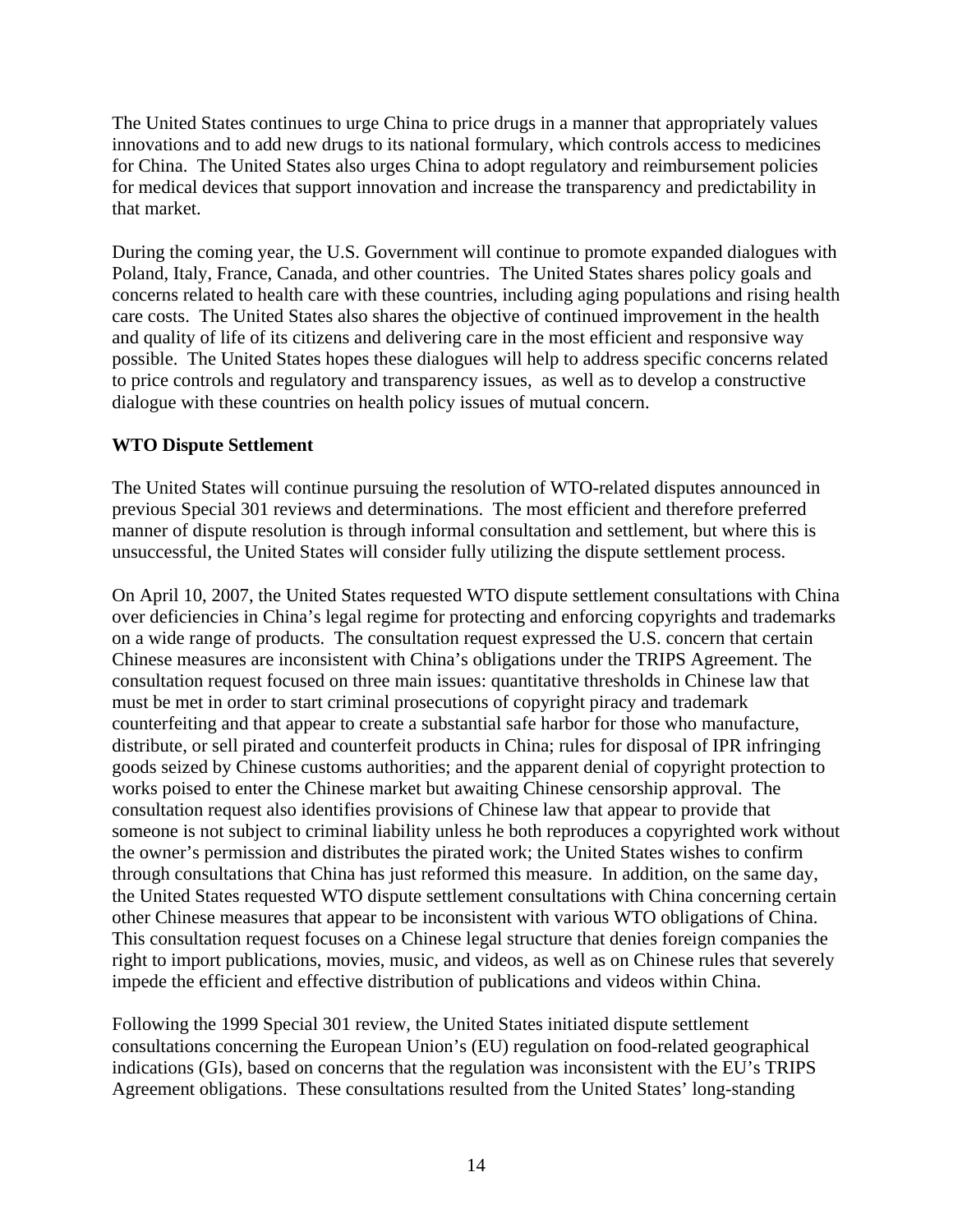The United States continues to urge China to price drugs in a manner that appropriately values innovations and to add new drugs to its national formulary, which controls access to medicines for China. The United States also urges China to adopt regulatory and reimbursement policies for medical devices that support innovation and increase the transparency and predictability in that market.

During the coming year, the U.S. Government will continue to promote expanded dialogues with Poland, Italy, France, Canada, and other countries. The United States shares policy goals and concerns related to health care with these countries, including aging populations and rising health care costs. The United States also shares the objective of continued improvement in the health and quality of life of its citizens and delivering care in the most efficient and responsive way possible. The United States hopes these dialogues will help to address specific concerns related to price controls and regulatory and transparency issues, as well as to develop a constructive dialogue with these countries on health policy issues of mutual concern.

**WTO Dispute Settlement**

The United States will continue pursuing the resolution of WTO-related disputes announced in previous Special 301 reviews and determinations. The most efficient and therefore preferred manner of dispute resolution is through informal consultation and settlement, but where this is unsuccessful, the United States will consider fully utilizing the dispute settlement process.

On April 10, 2007, the United States requested WTO dispute settlement consultations with China over deficiencies in China's legal regime for protecting and enforcing copyrights and trademarks on a wide range of products. The consultation request expressed the U.S. concern that certain Chinese measures are inconsistent with China's obligations under the TRIPS Agreement. The consultation request focused on three main issues: quantitative thresholds in Chinese law that must be met in order to start criminal prosecutions of copyright piracy and trademark counterfeiting and that appear to create a substantial safe harbor for those who manufacture, distribute, or sell pirated and counterfeit products in China; rules for disposal of IPR infringing goods seized by Chinese customs authorities; and the apparent denial of copyright protection to works poised to enter the Chinese market but awaiting Chinese censorship approval. The consultation request also identifies provisions of Chinese law that appear to provide that someone is not subject to criminal liability unless he both reproduces a copyrighted work without the owner's permission and distributes the pirated work; the United States wishes to confirm through consultations that China has just reformed this measure. In addition, on the same day, the United States requested WTO dispute settlement consultations with China concerning certain other Chinese measures that appear to be inconsistent with various WTO obligations of China. This consultation request focuses on a Chinese legal structure that denies foreign companies the right to import publications, movies, music, and videos, as well as on Chinese rules that severely impede the efficient and effective distribution of publications and videos within China.

Following the 1999 Special 301 review, the United States initiated dispute settlement consultations concerning the European Union's (EU) regulation on food-related geographical indications (GIs), based on concerns that the regulation was inconsistent with the EU's TRIPS Agreement obligations. These consultations resulted from the United States' long-standing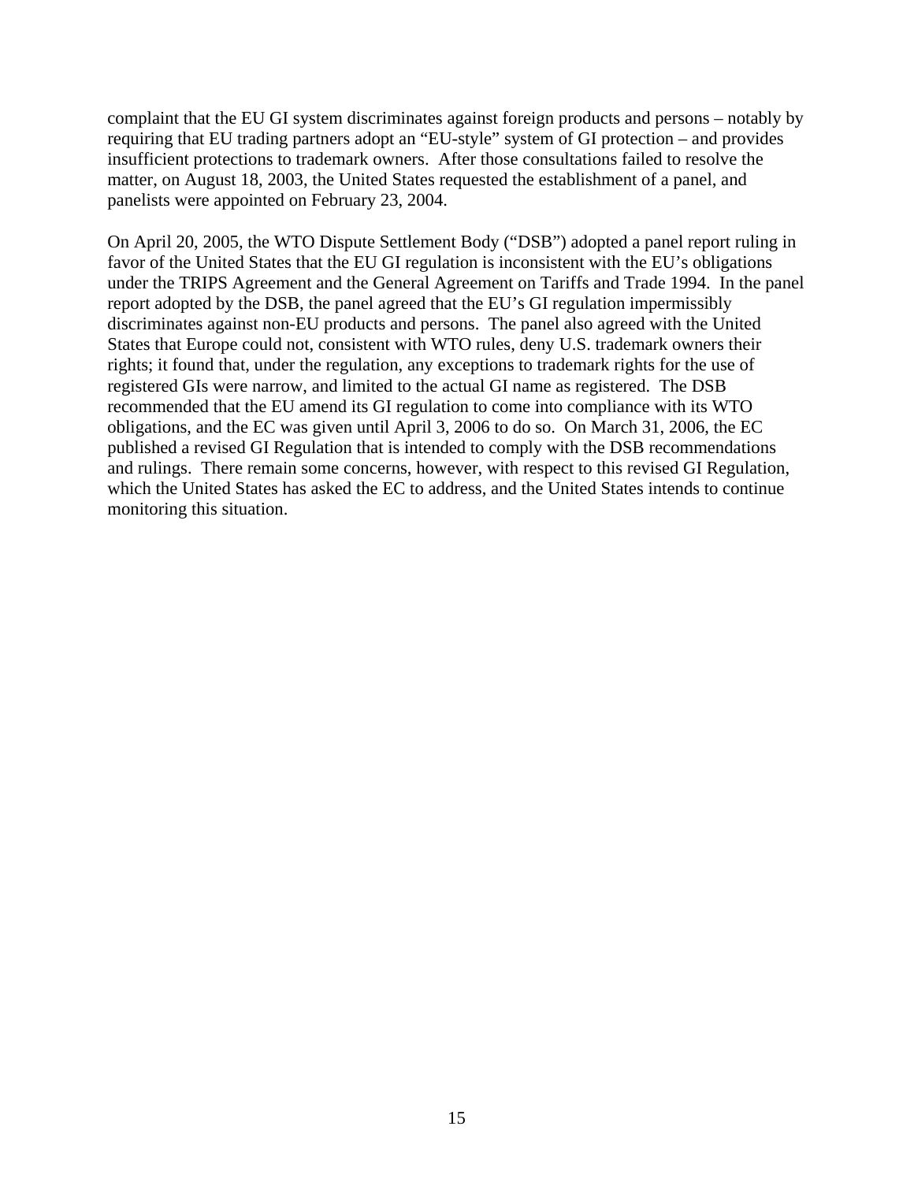complaint that the EU GI system discriminates against foreign products and persons – notably by requiring that EU trading partners adopt an "EU-style" system of GI protection – and provides insufficient protections to trademark owners. After those consultations failed to resolve the matter, on August 18, 2003, the United States requested the establishment of a panel, and panelists were appointed on February 23, 2004.

On April 20, 2005, the WTO Dispute Settlement Body ("DSB") adopted a panel report ruling in favor of the United States that the EU GI regulation is inconsistent with the EU's obligations under the TRIPS Agreement and the General Agreement on Tariffs and Trade 1994. In the panel report adopted by the DSB, the panel agreed that the EU's GI regulation impermissibly discriminates against non-EU products and persons. The panel also agreed with the United States that Europe could not, consistent with WTO rules, deny U.S. trademark owners their rights; it found that, under the regulation, any exceptions to trademark rights for the use of registered GIs were narrow, and limited to the actual GI name as registered. The DSB recommended that the EU amend its GI regulation to come into compliance with its WTO obligations, and the EC was given until April 3, 2006 to do so. On March 31, 2006, the EC published a revised GI Regulation that is intended to comply with the DSB recommendations and rulings. There remain some concerns, however, with respect to this revised GI Regulation, which the United States has asked the EC to address, and the United States intends to continue monitoring this situation.